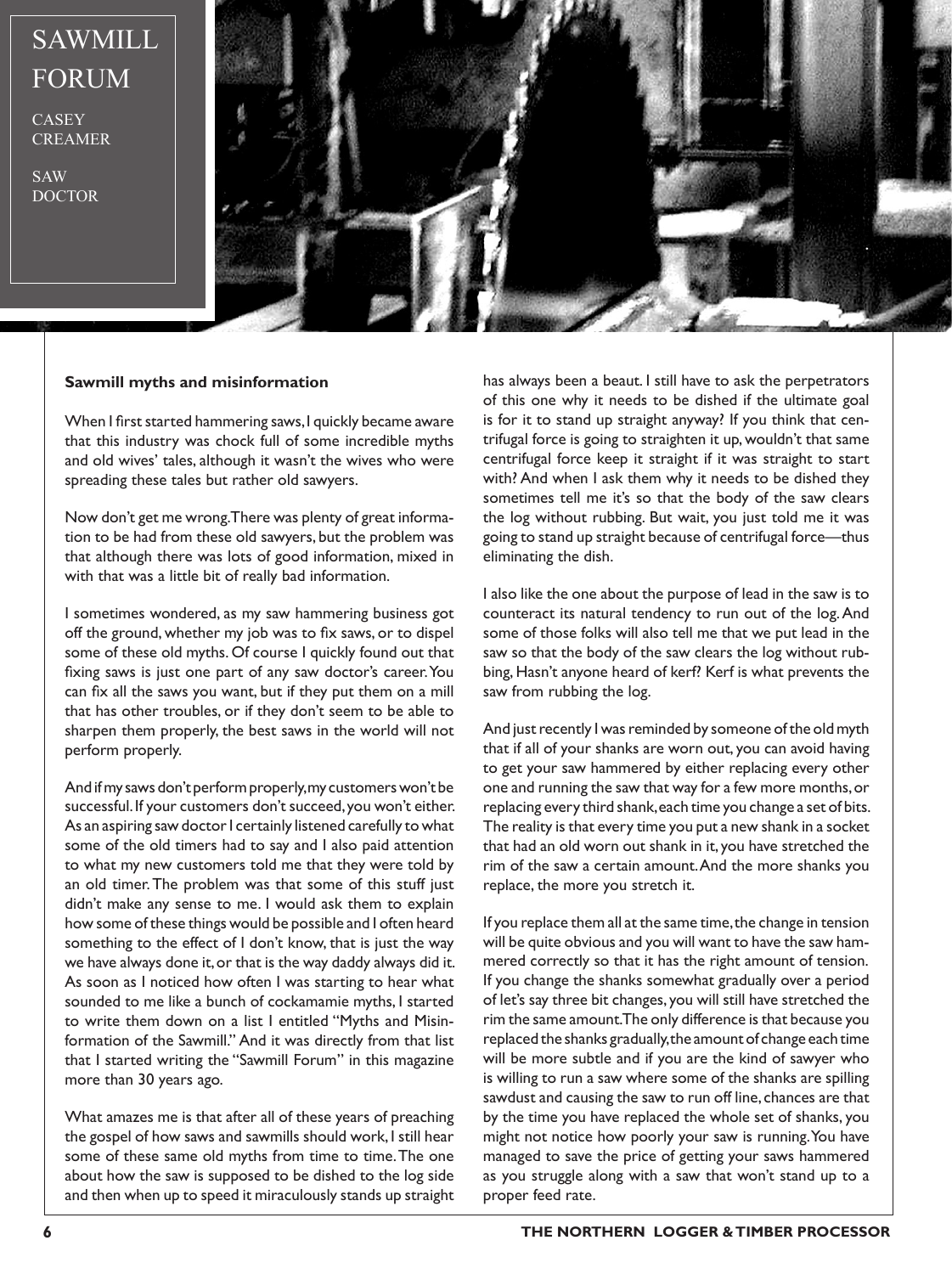# SAWMILL FORUM

CASEY CREAMER

SAW DOCTOR

**Sawmill myths and misinformation**

When I first started hammering saws, I quickly became aware that this industry was chock full of some incredible myths and old wives' tales, although it wasn't the wives who were spreading these tales but rather old sawyers.

Now don't get me wrong. There was plenty of great information to be had from these old sawyers, but the problem was that although there was lots of good information, mixed in with that was a little bit of really bad information.

I sometimes wondered, as my saw hammering business got off the ground, whether my job was to fix saws, or to dispel some of these old myths. Of course I quickly found out that fixing saws is just one part of any saw doctor's career. You can fix all the saws you want, but if they put them on a mill that has other troubles, or if they don't seem to be able to sharpen them properly, the best saws in the world will not perform properly.

And if my saws don't perform properly, my customers won't be successful. If your customers don't succeed, you won't either. As an aspiring saw doctor I certainly listened carefully to what some of the old timers had to say and I also paid attention to what my new customers told me that they were told by an old timer. The problem was that some of this stuff just didn't make any sense to me. I would ask them to explain how some of these things would be possible and I often heard something to the effect of I don't know, that is just the way we have always done it, or that is the way daddy always did it. As soon as I noticed how often I was starting to hear what sounded to me like a bunch of cockamamie myths, I started to write them down on a list I entitled "Myths and Misinformation of the Sawmill." And it was directly from that list that I started writing the "Sawmill Forum" in this magazine more than 30 years ago.

What amazes me is that after all of these years of preaching the gospel of how saws and sawmills should work, I still hear some of these same old myths from time to time. The one about how the saw is supposed to be dished to the log side and then when up to speed it miraculously stands up straight has always been a beaut. I still have to ask the perpetrators of this one why it needs to be dished if the ultimate goal is for it to stand up straight anyway? If you think that centrifugal force is going to straighten it up, wouldn't that same centrifugal force keep it straight if it was straight to start with? And when I ask them why it needs to be dished they sometimes tell me it's so that the body of the saw clears the log without rubbing. But wait, you just told me it was going to stand up straight because of centrifugal force—thus eliminating the dish.

I also like the one about the purpose of lead in the saw is to counteract its natural tendency to run out of the log. And some of those folks will also tell me that we put lead in the saw so that the body of the saw clears the log without rubbing, Hasn't anyone heard of kerf? Kerf is what prevents the saw from rubbing the log.

And just recently I was reminded by someone of the old myth that if all of your shanks are worn out, you can avoid having to get your saw hammered by either replacing every other one and running the saw that way for a few more months, or replacing every third shank, each time you change a set of bits. The reality is that every time you put a new shank in a socket that had an old worn out shank in it, you have stretched the rim of the saw a certain amount. And the more shanks you replace, the more you stretch it.

If you replace them all at the same time, the change in tension will be quite obvious and you will want to have the saw hammered correctly so that it has the right amount of tension. If you change the shanks somewhat gradually over a period of let's say three bit changes, you will still have stretched the rim the same amount. The only difference is that because you replaced the shanks gradually, the amount of change each time will be more subtle and if you are the kind of sawyer who is willing to run a saw where some of the shanks are spilling sawdust and causing the saw to run off line, chances are that by the time you have replaced the whole set of shanks, you might not notice how poorly your saw is running. You have managed to save the price of getting your saws hammered as you struggle along with a saw that won't stand up to a proper feed rate.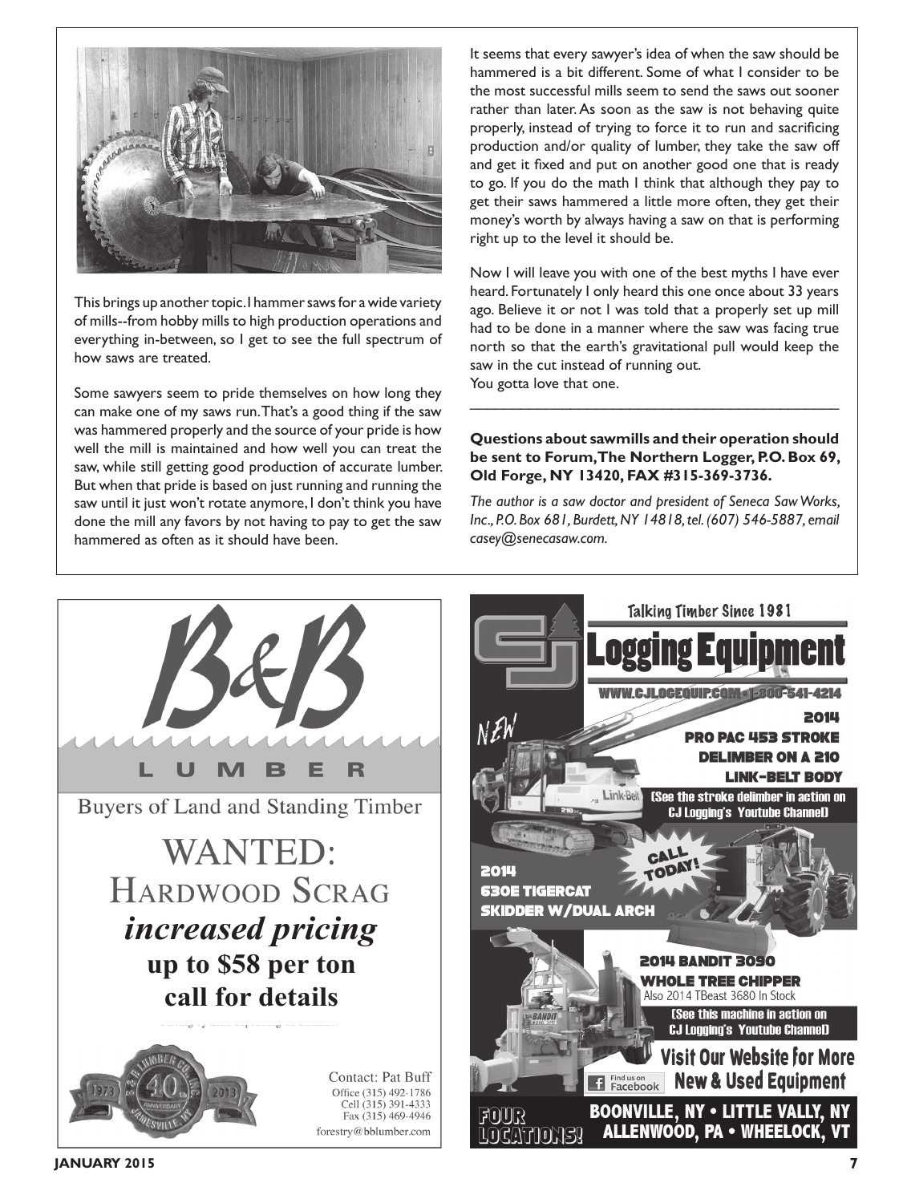This brings up another topic. I hammer saws for a wide variety of mills--from hobby mills to high production operations and everything in-between, so I get to see the full spectrum of how saws are treated.

Some sawyers seem to pride themselves on how long they can make one of my saws run. That's a good thing if the saw was hammered properly and the source of your pride is how well the mill is maintained and how well you can treat the saw, while still getting good production of accurate lumber. But when that pride is based on just running and running the saw until it just won't rotate anymore, I don't think you have done the mill any favors by not having to pay to get the saw hammered as often as it should have been.

It seems that every sawyer's idea of when the saw should be hammered is a bit different. Some of what I consider to be the most successful mills seem to send the saws out sooner rather than later. As soon as the saw is not behaving quite properly, instead of trying to force it to run and sacrificing production and/or quality of lumber, they take the saw off and get it fixed and put on another good one that is ready to go. If you do the math I think that although they pay to get their saws hammered a little more often, they get their money's worth by always having a saw on that is performing right up to the level it should be.

Now I will leave you with one of the best myths I have ever heard. Fortunately I only heard this one once about 33 years ago. Believe it or not I was told that a properly set up mill had to be done in a manner where the saw was facing true north so that the earth's gravitational pull would keep the saw in the cut instead of running out.
You gotta love that one.

---

**Questions about sawmills and their operation should be sent to Forum, The Northern Logger, P.O. Box 69, Old Forge, NY 13420, FAX #315-369-3736.**

*The author is a saw doctor and president of Seneca Saw Works, Inc., P.O. Box 681, Burdett, NY 14818, tel. (607) 546-5887, email casey@senecasaw.com.*

---

B&B LUMBER

Buyers of Land and Standing Timber

WANTED:
HARDWOOD SCRAG
*increased pricing*
**up to $58 per ton**
**call for details**

B&B Lumber Co. Inc. 1973 40th Anniversary 2013 Jamesville, NY

Contact: Pat Buff
Office (315) 492-1786
Cell (315) 391-4333
Fax (315) 469-4946
forestry@bblumber.com

---

Talking Timber Since 1981

CJ Logging Equipment

WWW.CJLOGEQUIP.COM • 1-800-541-4214

NEW

2014 PRO PAC 453 STROKE DELIMBER ON A 210 LINK-BELT BODY

(See the stroke delimber in action on CJ Logging's Youtube Channel)

CALL TODAY!

2014 630E TIGERCAT SKIDDER W/DUAL ARCH

2014 BANDIT 3090 WHOLE TREE CHIPPER
Also 2014 TBeast 3680 In Stock

(See this machine in action on CJ Logging's Youtube Channel)

Find us on Facebook

Visit Our Website for More New & Used Equipment

FOUR LOCATIONS! BOONVILLE, NY • LITTLE VALLY, NY ALLENWOOD, PA • WHEELOCK, VT